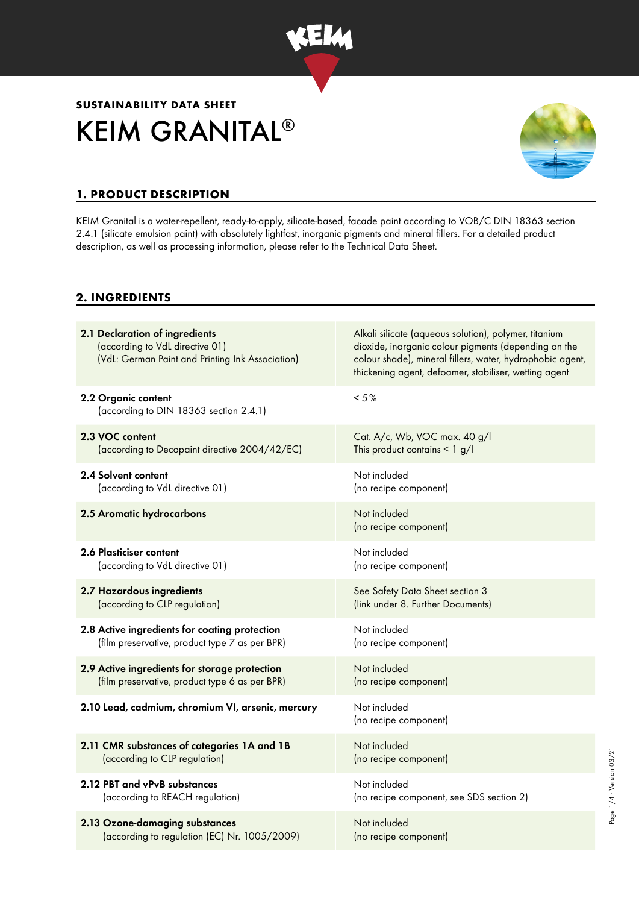**SUSTAINABILITY DATA SHEET**

# KEIM GRANITAL®

## 1. PRODUCT DESCRIPTION

KEIM Granital is a water-repellent, ready-to-apply, silicate-based, facade paint according to VOB/C DIN 18363 section 2.4.1 (silicate emulsion paint) with absolutely lightfast, inorganic pigments and mineral fillers. For a detailed product description, as well as processing information, please refer to the Technical Data Sheet.

## 2. INGREDIENTS

| | |
|---|---|
| **2.1 Declaration of ingredients** (according to VdL directive 01) (VdL: German Paint and Printing Ink Association) | Alkali silicate (aqueous solution), polymer, titanium dioxide, inorganic colour pigments (depending on the colour shade), mineral fillers, water, hydrophobic agent, thickening agent, defoamer, stabiliser, wetting agent |
| **2.2 Organic content** (according to DIN 18363 section 2.4.1) | < 5% |
| **2.3 VOC content** (according to Decopaint directive 2004/42/EC) | Cat. A/c, Wb, VOC max. 40 g/l<br>This product contains < 1 g/l |
| **2.4 Solvent content** (according to VdL directive 01) | Not included (no recipe component) |
| **2.5 Aromatic hydrocarbons** | Not included (no recipe component) |
| **2.6 Plasticiser content** (according to VdL directive 01) | Not included (no recipe component) |
| **2.7 Hazardous ingredients** (according to CLP regulation) | See Safety Data Sheet section 3 (link under 8. Further Documents) |
| **2.8 Active ingredients for coating protection** (film preservative, product type 7 as per BPR) | Not included (no recipe component) |
| **2.9 Active ingredients for storage protection** (film preservative, product type 6 as per BPR) | Not included (no recipe component) |
| **2.10 Lead, cadmium, chromium VI, arsenic, mercury** | Not included (no recipe component) |
| **2.11 CMR substances of categories 1A and 1B** (according to CLP regulation) | Not included (no recipe component) |
| **2.12 PBT and vPvB substances** (according to REACH regulation) | Not included (no recipe component, see SDS section 2) |
| **2.13 Ozone-damaging substances** (according to regulation (EC) Nr. 1005/2009) | Not included (no recipe component) |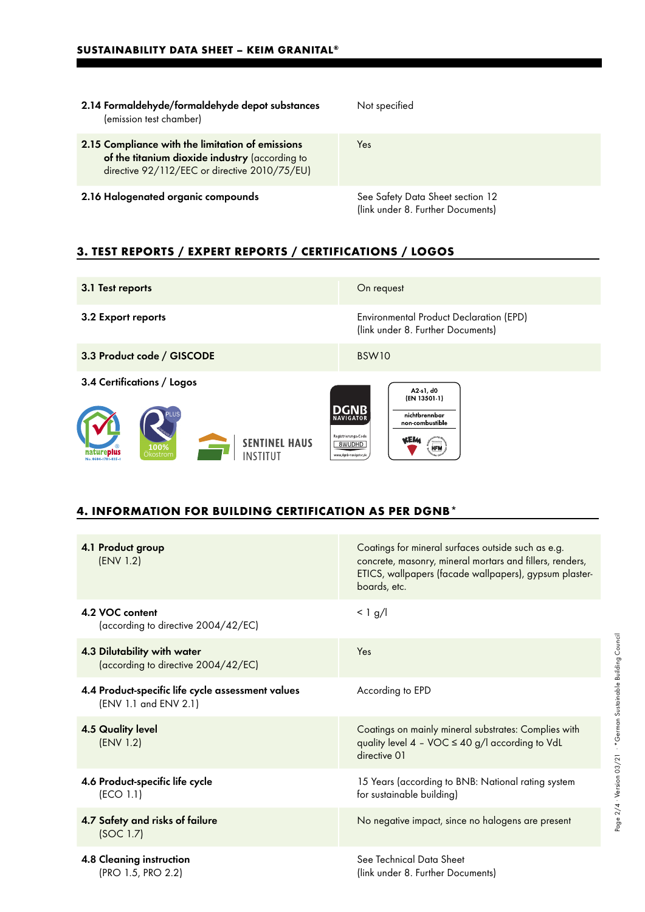| | |
|---|---|
| **2.14 Formaldehyde/formaldehyde depot substances** (emission test chamber) | Not specified |
| **2.15 Compliance with the limitation of emissions of the titanium dioxide industry** (according to directive 92/112/EEC or directive 2010/75/EU) | Yes |
| **2.16 Halogenated organic compounds** | See Safety Data Sheet section 12 (link under 8. Further Documents) |

## 3. TEST REPORTS / EXPERT REPORTS / CERTIFICATIONS / LOGOS

| | |
|---|---|
| **3.1 Test reports** | On request |
| **3.2 Export reports** | Environmental Product Declaration (EPD) (link under 8. Further Documents) |
| **3.3 Product code / GISCODE** | BSW10 |

**3.4 Certifications / Logos**

natureplus No. 0604-1701-035-1 · 100% Ökostrom PLUS · SENTINEL HAUS INSTITUT · DGNB NAVIGATOR Registrierungs-Code 8WUDHD www.dgnb-navigator.de · A2-s1, d0 (EN 13501-1) nichtbrennbar non-combustible KEIM HFM

## 4. INFORMATION FOR BUILDING CERTIFICATION AS PER DGNB*

| | |
|---|---|
| **4.1 Product group** (ENV 1.2) | Coatings for mineral surfaces outside such as e.g. concrete, masonry, mineral mortars and fillers, renders, ETICS, wallpapers (facade wallpapers), gypsum plaster-boards, etc. |
| **4.2 VOC content** (according to directive 2004/42/EC) | < 1 g/l |
| **4.3 Dilutability with water** (according to directive 2004/42/EC) | Yes |
| **4.4 Product-specific life cycle assessment values** (ENV 1.1 and ENV 2.1) | According to EPD |
| **4.5 Quality level** (ENV 1.2) | Coatings on mainly mineral substrates: Complies with quality level 4 – VOC ≤ 40 g/l according to VdL directive 01 |
| **4.6 Product-specific life cycle** (ECO 1.1) | 15 Years (according to BNB: National rating system for sustainable building) |
| **4.7 Safety and risks of failure** (SOC 1.7) | No negative impact, since no halogens are present |
| **4.8 Cleaning instruction** (PRO 1.5, PRO 2.2) | See Technical Data Sheet (link under 8. Further Documents) |

*German Sustainable Building Council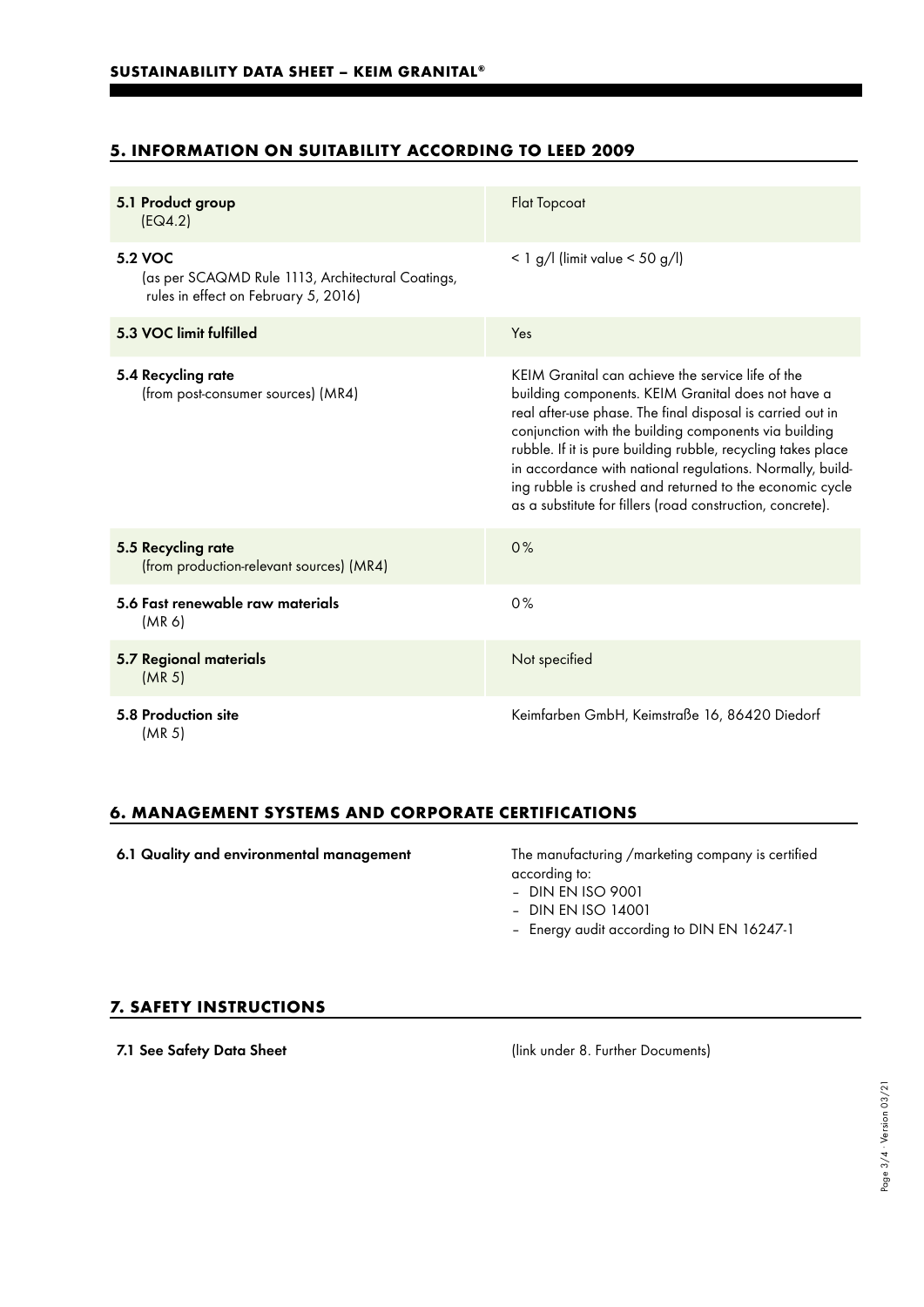## 5. INFORMATION ON SUITABILITY ACCORDING TO LEED 2009

| | |
|---|---|
| **5.1 Product group** (EQ4.2) | Flat Topcoat |
| **5.2 VOC** (as per SCAQMD Rule 1113, Architectural Coatings, rules in effect on February 5, 2016) | < 1 g/l (limit value < 50 g/l) |
| **5.3 VOC limit fulfilled** | Yes |
| **5.4 Recycling rate** (from post-consumer sources) (MR4) | KEIM Granital can achieve the service life of the building components. KEIM Granital does not have a real after-use phase. The final disposal is carried out in conjunction with the building components via building rubble. If it is pure building rubble, recycling takes place in accordance with national regulations. Normally, building rubble is crushed and returned to the economic cycle as a substitute for fillers (road construction, concrete). |
| **5.5 Recycling rate** (from production-relevant sources) (MR4) | 0% |
| **5.6 Fast renewable raw materials** (MR 6) | 0% |
| **5.7 Regional materials** (MR 5) | Not specified |
| **5.8 Production site** (MR 5) | Keimfarben GmbH, Keimstraße 16, 86420 Diedorf |

## 6. MANAGEMENT SYSTEMS AND CORPORATE CERTIFICATIONS

**6.1 Quality and environmental management**

The manufacturing /marketing company is certified according to:
- DIN EN ISO 9001
- DIN EN ISO 14001
- Energy audit according to DIN EN 16247-1

## 7. SAFETY INSTRUCTIONS

**7.1 See Safety Data Sheet**

(link under 8. Further Documents)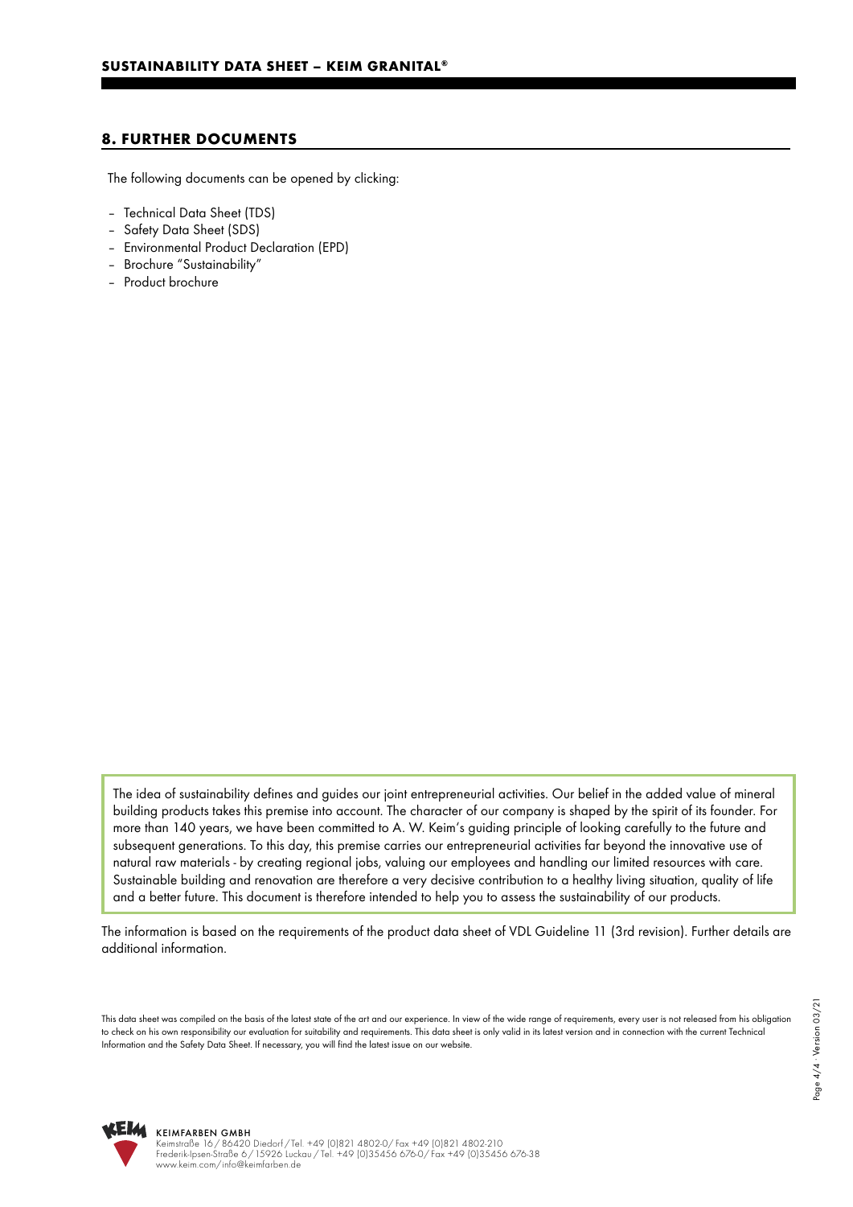## 8. FURTHER DOCUMENTS

The following documents can be opened by clicking:

- Technical Data Sheet (TDS)
- Safety Data Sheet (SDS)
- Environmental Product Declaration (EPD)
- Brochure "Sustainability"
- Product brochure

The idea of sustainability defines and guides our joint entrepreneurial activities. Our belief in the added value of mineral building products takes this premise into account. The character of our company is shaped by the spirit of its founder. For more than 140 years, we have been committed to A. W. Keim's guiding principle of looking carefully to the future and subsequent generations. To this day, this premise carries our entrepreneurial activities far beyond the innovative use of natural raw materials - by creating regional jobs, valuing our employees and handling our limited resources with care. Sustainable building and renovation are therefore a very decisive contribution to a healthy living situation, quality of life and a better future. This document is therefore intended to help you to assess the sustainability of our products.

The information is based on the requirements of the product data sheet of VDL Guideline 11 (3rd revision). Further details are additional information.

This data sheet was compiled on the basis of the latest state of the art and our experience. In view of the wide range of requirements, every user is not released from his obligation to check on his own responsibility our evaluation for suitability and requirements. This data sheet is only valid in its latest version and in connection with the current Technical Information and the Safety Data Sheet. If necessary, you will find the latest issue on our website.

KEIMFARBEN GMBH
Keimstraße 16 / 86420 Diedorf / Tel. +49 (0)821 4802-0 / Fax +49 (0)821 4802-210
Frederik-Ipsen-Straße 6 / 15926 Luckau / Tel. +49 (0)35456 676-0 / Fax +49 (0)35456 676-38
www.keim.com / info@keimfarben.de